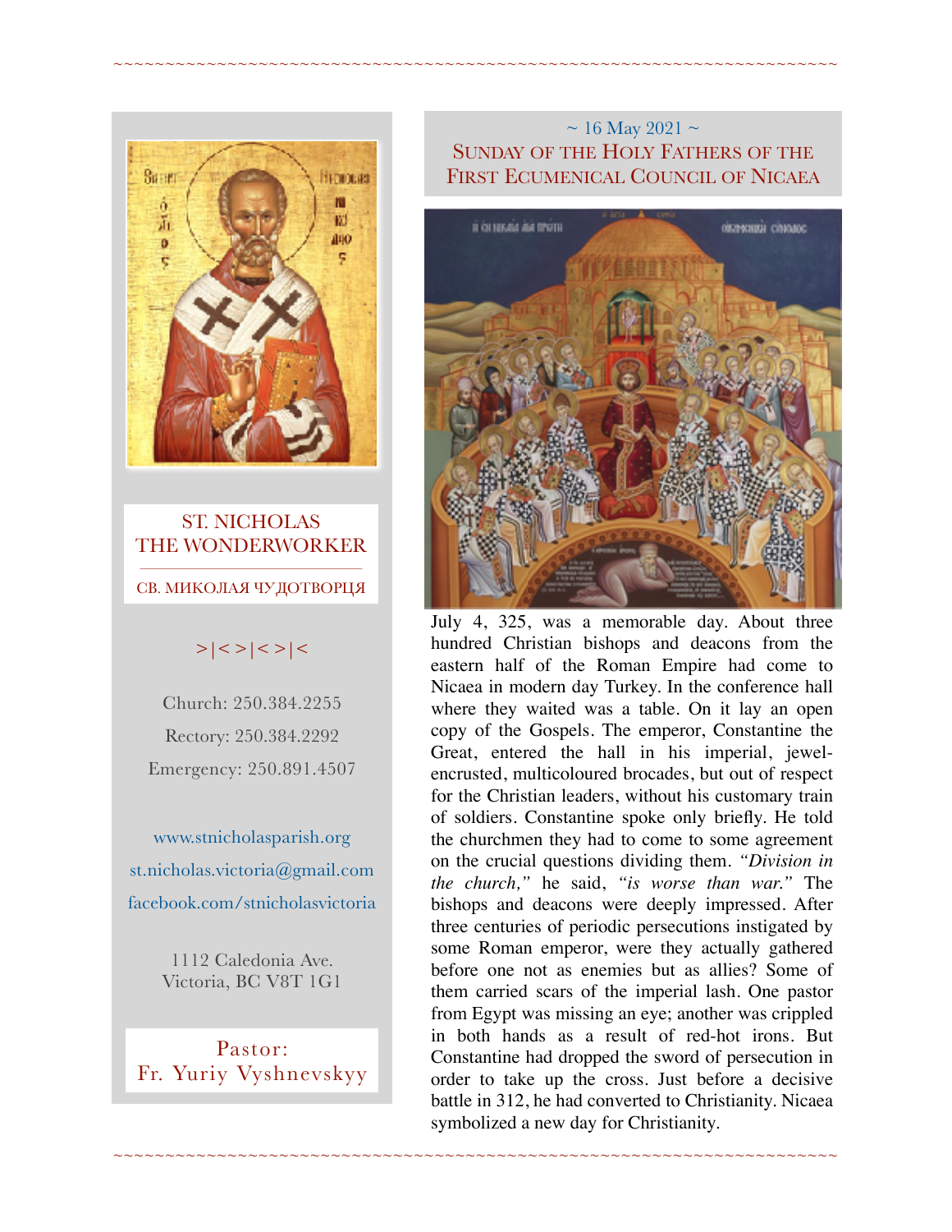ST. NICHOLAS THE WONDERWORKER

СВ. МИКОЛАЯ ЧУДОТВОРЦЯ

>|<>|<>|<

Church: 250.384.2255

Rectory: 250.384.2292

Emergency: 250.891.4507

www.stnicholasparish.org

st.nicholas.victoria@gmail.com

facebook.com/stnicholasvictoria

1112 Caledonia Ave.
Victoria, BC V8T 1G1

Pastor:
Fr. Yuriy Vyshnevskyy

~ 16 May 2021 ~

# Sunday of the Holy Fathers of the First Ecumenical Council of Nicaea

July 4, 325, was a memorable day. About three hundred Christian bishops and deacons from the eastern half of the Roman Empire had come to Nicaea in modern day Turkey. In the conference hall where they waited was a table. On it lay an open copy of the Gospels. The emperor, Constantine the Great, entered the hall in his imperial, jewel-encrusted, multicoloured brocades, but out of respect for the Christian leaders, without his customary train of soldiers. Constantine spoke only briefly. He told the churchmen they had to come to some agreement on the crucial questions dividing them. *"Division in the church,"* he said, *"is worse than war."* The bishops and deacons were deeply impressed. After three centuries of periodic persecutions instigated by some Roman emperor, were they actually gathered before one not as enemies but as allies? Some of them carried scars of the imperial lash. One pastor from Egypt was missing an eye; another was crippled in both hands as a result of red-hot irons. But Constantine had dropped the sword of persecution in order to take up the cross. Just before a decisive battle in 312, he had converted to Christianity. Nicaea symbolized a new day for Christianity.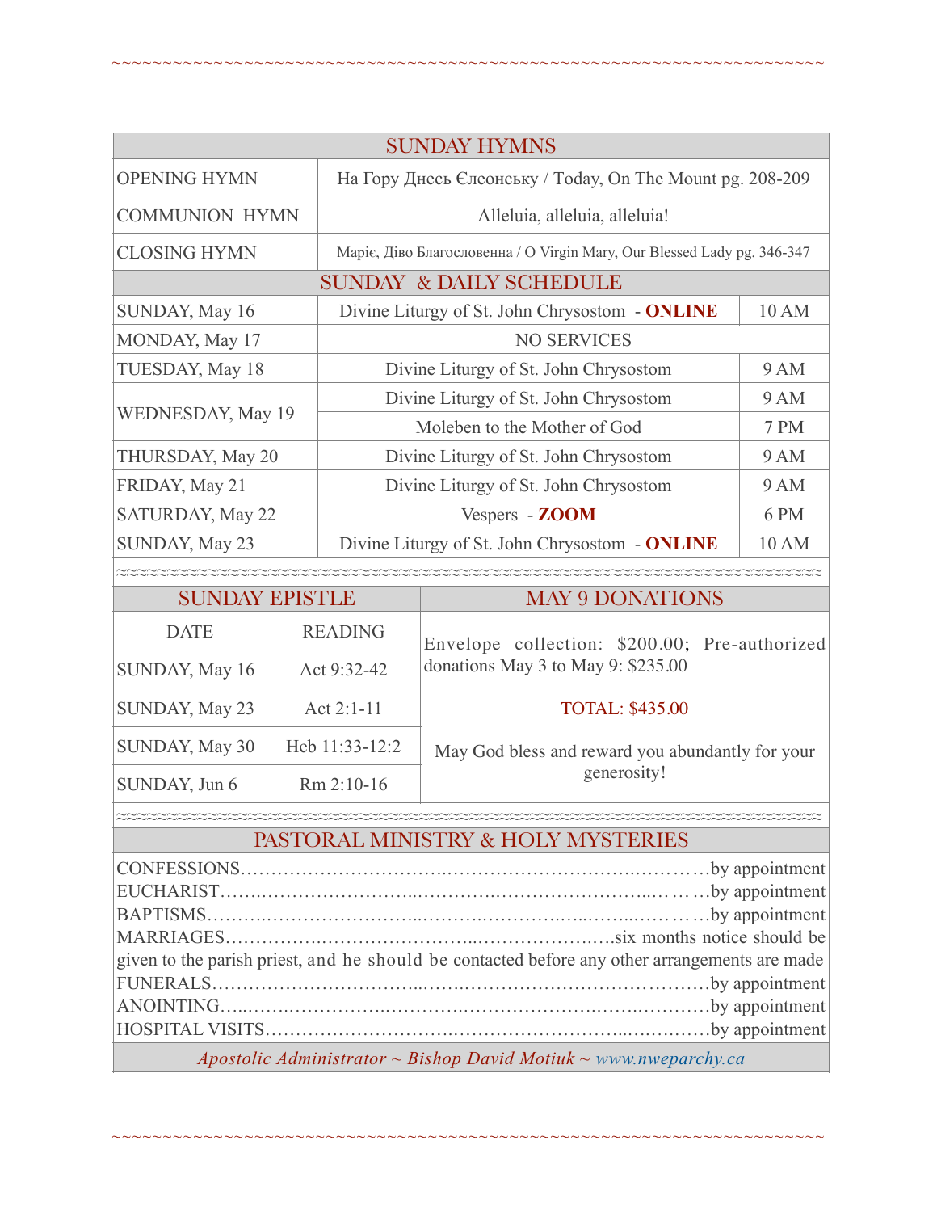## SUNDAY HYMNS

| | |
|---|---|
| OPENING HYMN | На Гору Днесь Єлеонську / Today, On The Mount pg. 208-209 |
| COMMUNION HYMN | Alleluia, alleluia, alleluia! |
| CLOSING HYMN | Маріє, Діво Благословенна / O Virgin Mary, Our Blessed Lady pg. 346-347 |

## SUNDAY & DAILY SCHEDULE

| | | |
|---|---|---|
| SUNDAY, May 16 | Divine Liturgy of St. John Chrysostom - **ONLINE** | 10 AM |
| MONDAY, May 17 | NO SERVICES | |
| TUESDAY, May 18 | Divine Liturgy of St. John Chrysostom | 9 AM |
| WEDNESDAY, May 19 | Divine Liturgy of St. John Chrysostom | 9 AM |
| | Moleben to the Mother of God | 7 PM |
| THURSDAY, May 20 | Divine Liturgy of St. John Chrysostom | 9 AM |
| FRIDAY, May 21 | Divine Liturgy of St. John Chrysostom | 9 AM |
| SATURDAY, May 22 | Vespers - **ZOOM** | 6 PM |
| SUNDAY, May 23 | Divine Liturgy of St. John Chrysostom - **ONLINE** | 10 AM |

## SUNDAY EPISTLE

| DATE | READING |
|---|---|
| SUNDAY, May 16 | Act 9:32-42 |
| SUNDAY, May 23 | Act 2:1-11 |
| SUNDAY, May 30 | Heb 11:33-12:2 |
| SUNDAY, Jun 6 | Rm 2:10-16 |

## MAY 9 DONATIONS

Envelope collection: $200.00; Pre-authorized donations May 3 to May 9: $235.00

TOTAL: $435.00

May God bless and reward you abundantly for your generosity!

## PASTORAL MINISTRY & HOLY MYSTERIES

CONFESSIONS……………………………by appointment
EUCHARIST……………………………by appointment
BAPTISMS……………………………by appointment
MARRIAGES……………………………six months notice should be given to the parish priest, and he should be contacted before any other arrangements are made
FUNERALS……………………………by appointment
ANOINTING……………………………by appointment
HOSPITAL VISITS……………………………by appointment

*Apostolic Administrator ~ Bishop David Motiuk ~ www.nweparchy.ca*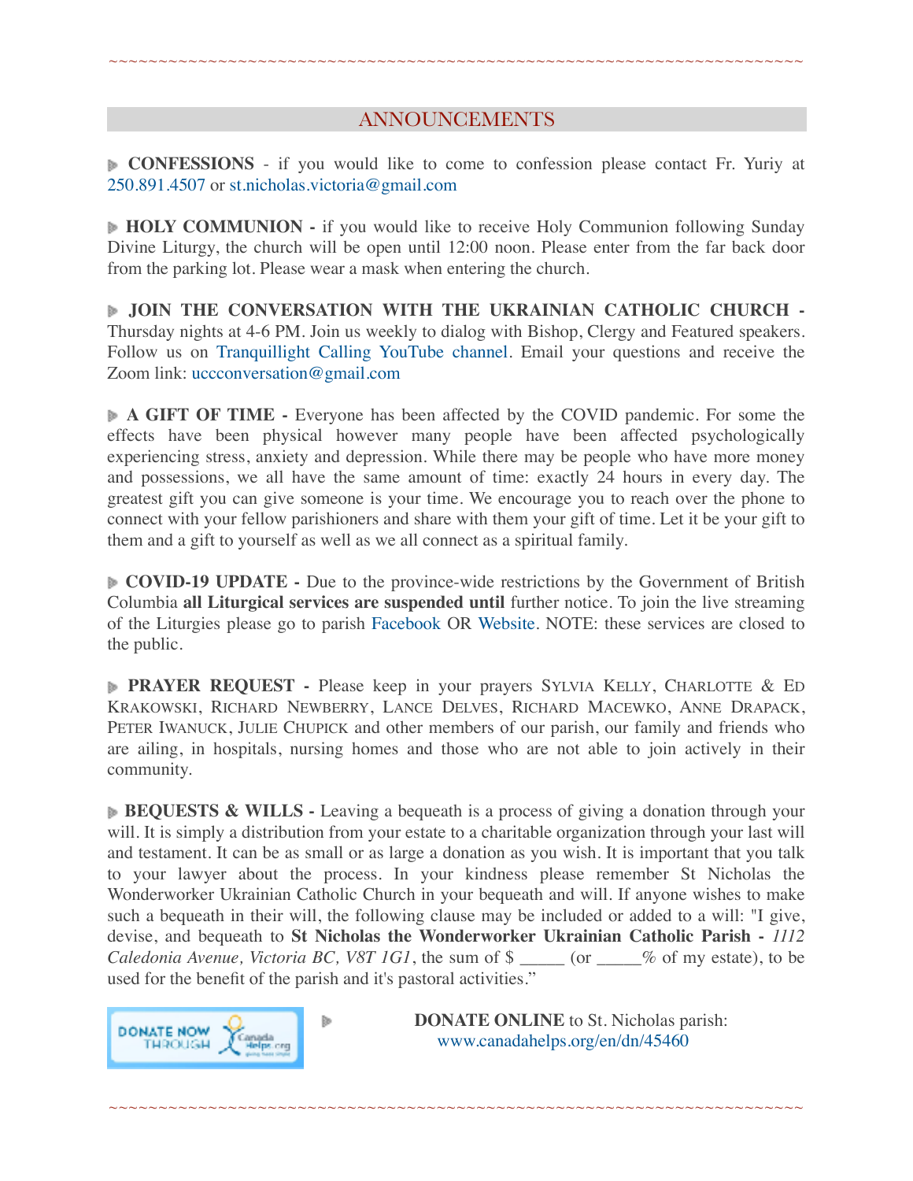~~~~~~~~~~~~~~~~~~~~~~~~~~~~~~~~~~~~~~~~~~~~~~~~~~~~~~~~~~~~~~~~~~~~~~~~~~~~~

## ANNOUNCEMENTS

**CONFESSIONS** - if you would like to come to confession please contact Fr. Yuriy at 250.891.4507 or st.nicholas.victoria@gmail.com

**HOLY COMMUNION -** if you would like to receive Holy Communion following Sunday Divine Liturgy, the church will be open until 12:00 noon. Please enter from the far back door from the parking lot. Please wear a mask when entering the church.

**JOIN THE CONVERSATION WITH THE UKRAINIAN CATHOLIC CHURCH -** Thursday nights at 4-6 PM. Join us weekly to dialog with Bishop, Clergy and Featured speakers. Follow us on Tranquillight Calling YouTube channel. Email your questions and receive the Zoom link: uccconversation@gmail.com

**A GIFT OF TIME -** Everyone has been affected by the COVID pandemic. For some the effects have been physical however many people have been affected psychologically experiencing stress, anxiety and depression. While there may be people who have more money and possessions, we all have the same amount of time: exactly 24 hours in every day. The greatest gift you can give someone is your time. We encourage you to reach over the phone to connect with your fellow parishioners and share with them your gift of time. Let it be your gift to them and a gift to yourself as well as we all connect as a spiritual family.

**COVID-19 UPDATE -** Due to the province-wide restrictions by the Government of British Columbia **all Liturgical services are suspended until** further notice. To join the live streaming of the Liturgies please go to parish Facebook OR Website. NOTE: these services are closed to the public.

**PRAYER REQUEST -** Please keep in your prayers Sylvia Kelly, Charlotte & Ed Krakowski, Richard Newberry, Lance Delves, Richard Macewko, Anne Drapack, Peter Iwanuck, Julie Chupick and other members of our parish, our family and friends who are ailing, in hospitals, nursing homes and those who are not able to join actively in their community.

**BEQUESTS & WILLS -** Leaving a bequeath is a process of giving a donation through your will. It is simply a distribution from your estate to a charitable organization through your last will and testament. It can be as small or as large a donation as you wish. It is important that you talk to your lawyer about the process. In your kindness please remember St Nicholas the Wonderworker Ukrainian Catholic Church in your bequeath and will. If anyone wishes to make such a bequeath in their will, the following clause may be included or added to a will: "I give, devise, and bequeath to **St Nicholas the Wonderworker Ukrainian Catholic Parish -** *1112 Caledonia Avenue, Victoria BC, V8T 1G1*, the sum of $ _____ (or _____% of my estate), to be used for the benefit of the parish and it's pastoral activities."

DONATE NOW THROUGH CanadaHelps.org

**DONATE ONLINE** to St. Nicholas parish: www.canadahelps.org/en/dn/45460

~~~~~~~~~~~~~~~~~~~~~~~~~~~~~~~~~~~~~~~~~~~~~~~~~~~~~~~~~~~~~~~~~~~~~~~~~~~~~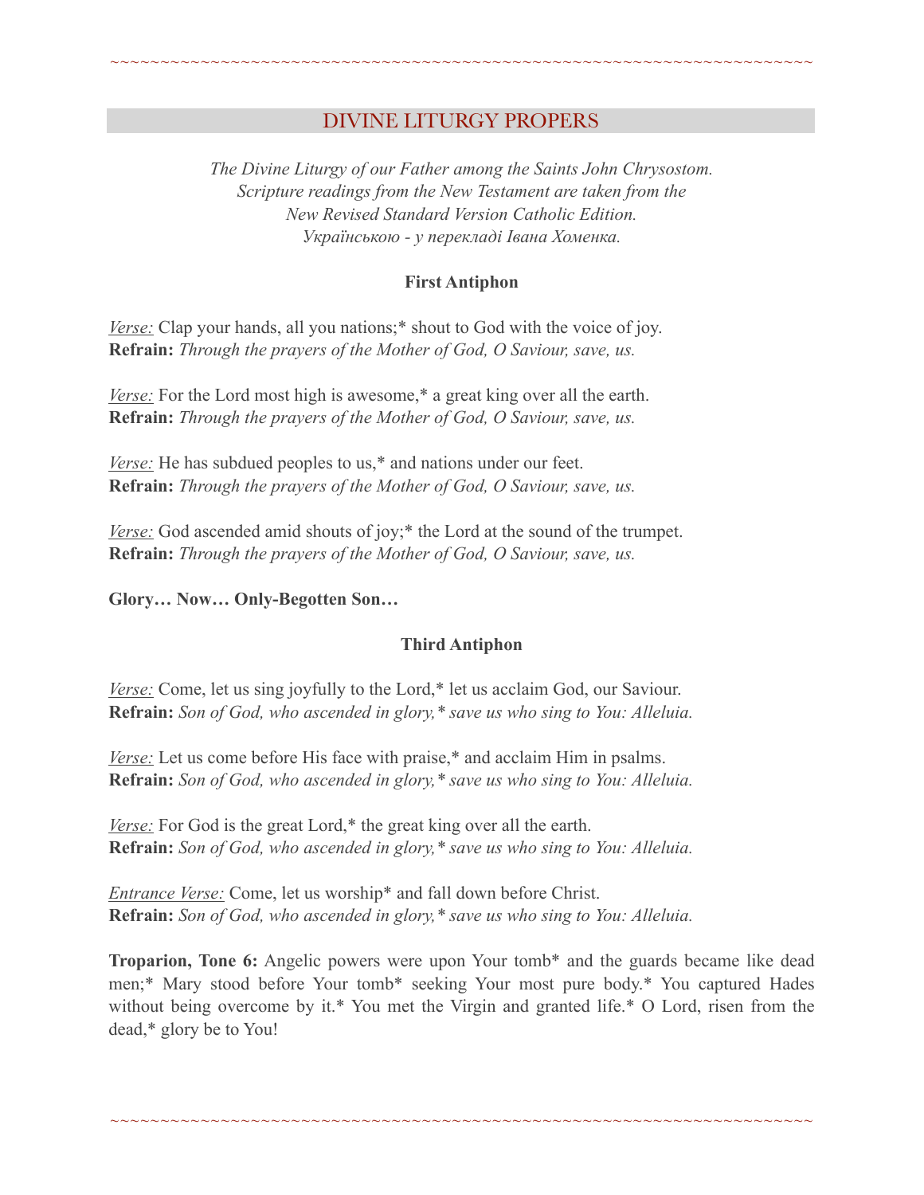## DIVINE LITURGY PROPERS

*The Divine Liturgy of our Father among the Saints John Chrysostom.*
*Scripture readings from the New Testament are taken from the*
*New Revised Standard Version Catholic Edition.*
*Українською - у перекладі Івана Хоменка.*

**First Antiphon**

*Verse:* Clap your hands, all you nations;* shout to God with the voice of joy.
**Refrain:** *Through the prayers of the Mother of God, O Saviour, save, us.*

*Verse:* For the Lord most high is awesome,* a great king over all the earth.
**Refrain:** *Through the prayers of the Mother of God, O Saviour, save, us.*

*Verse:* He has subdued peoples to us,* and nations under our feet.
**Refrain:** *Through the prayers of the Mother of God, O Saviour, save, us.*

*Verse:* God ascended amid shouts of joy;* the Lord at the sound of the trumpet.
**Refrain:** *Through the prayers of the Mother of God, O Saviour, save, us.*

**Glory… Now… Only-Begotten Son…**

**Third Antiphon**

*Verse:* Come, let us sing joyfully to the Lord,* let us acclaim God, our Saviour.
**Refrain:** *Son of God, who ascended in glory,* save us who sing to You: Alleluia.*

*Verse:* Let us come before His face with praise,* and acclaim Him in psalms.
**Refrain:** *Son of God, who ascended in glory,* save us who sing to You: Alleluia.*

*Verse:* For God is the great Lord,* the great king over all the earth.
**Refrain:** *Son of God, who ascended in glory,* save us who sing to You: Alleluia.*

*Entrance Verse:* Come, let us worship* and fall down before Christ.
**Refrain:** *Son of God, who ascended in glory,* save us who sing to You: Alleluia.*

**Troparion, Tone 6:** Angelic powers were upon Your tomb* and the guards became like dead men;* Mary stood before Your tomb* seeking Your most pure body.* You captured Hades without being overcome by it.* You met the Virgin and granted life.* O Lord, risen from the dead,* glory be to You!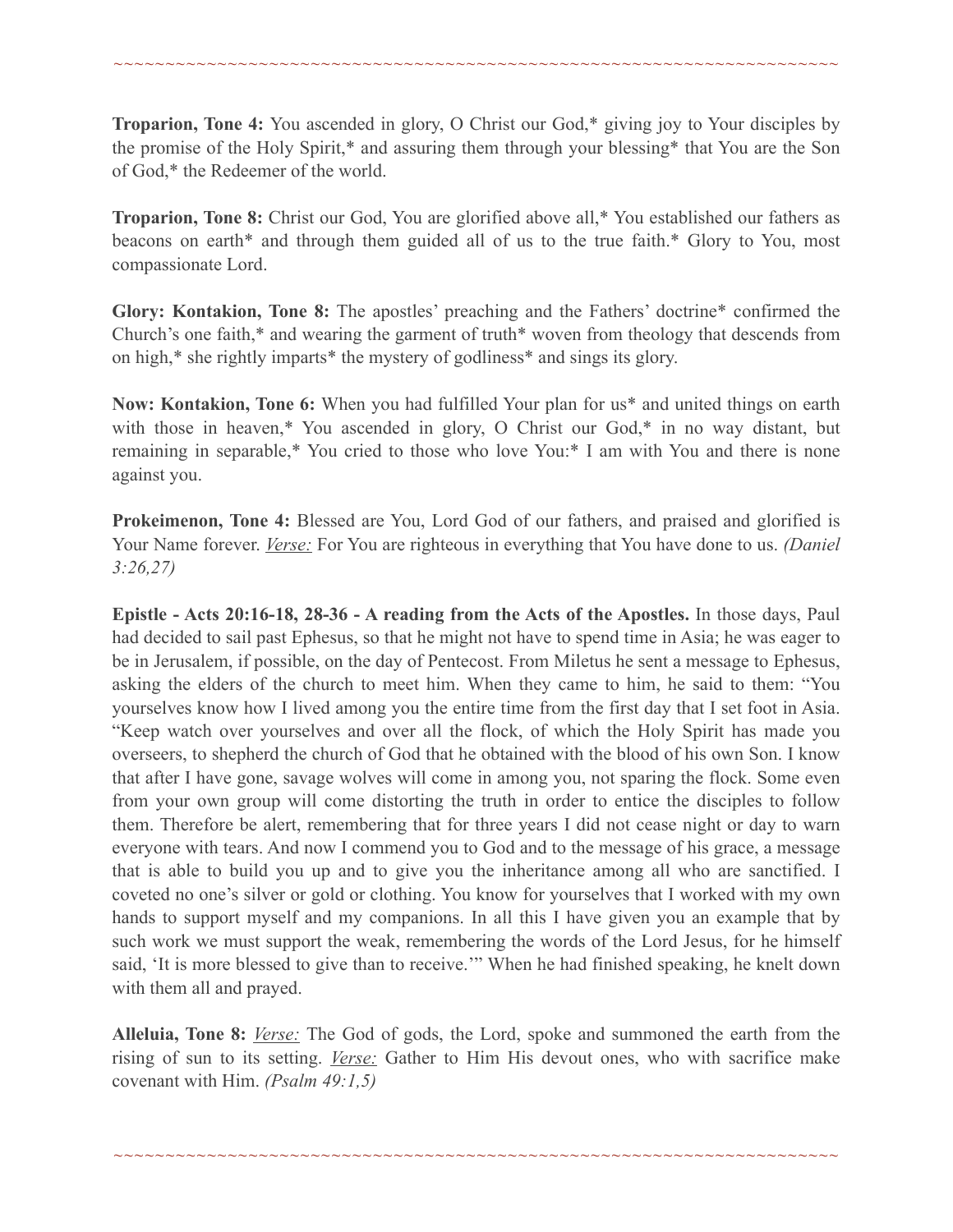~~~~~~~~~~~~~~~~~~~~~~~~~~~~~~~~~~~~~~~~~~~~~~~~~~~~~~~~~~~~~~~~~~~~~~~~

**Troparion, Tone 4:** You ascended in glory, O Christ our God,* giving joy to Your disciples by the promise of the Holy Spirit,* and assuring them through your blessing* that You are the Son of God,* the Redeemer of the world.

**Troparion, Tone 8:** Christ our God, You are glorified above all,* You established our fathers as beacons on earth* and through them guided all of us to the true faith.* Glory to You, most compassionate Lord.

**Glory: Kontakion, Tone 8:** The apostles' preaching and the Fathers' doctrine* confirmed the Church's one faith,* and wearing the garment of truth* woven from theology that descends from on high,* she rightly imparts* the mystery of godliness* and sings its glory.

**Now: Kontakion, Tone 6:** When you had fulfilled Your plan for us* and united things on earth with those in heaven,* You ascended in glory, O Christ our God,* in no way distant, but remaining in separable,* You cried to those who love You:* I am with You and there is none against you.

**Prokeimenon, Tone 4:** Blessed are You, Lord God of our fathers, and praised and glorified is Your Name forever. *Verse:* For You are righteous in everything that You have done to us. *(Daniel 3:26,27)*

**Epistle - Acts 20:16-18, 28-36 - A reading from the Acts of the Apostles.** In those days, Paul had decided to sail past Ephesus, so that he might not have to spend time in Asia; he was eager to be in Jerusalem, if possible, on the day of Pentecost. From Miletus he sent a message to Ephesus, asking the elders of the church to meet him. When they came to him, he said to them: "You yourselves know how I lived among you the entire time from the first day that I set foot in Asia. "Keep watch over yourselves and over all the flock, of which the Holy Spirit has made you overseers, to shepherd the church of God that he obtained with the blood of his own Son. I know that after I have gone, savage wolves will come in among you, not sparing the flock. Some even from your own group will come distorting the truth in order to entice the disciples to follow them. Therefore be alert, remembering that for three years I did not cease night or day to warn everyone with tears. And now I commend you to God and to the message of his grace, a message that is able to build you up and to give you the inheritance among all who are sanctified. I coveted no one's silver or gold or clothing. You know for yourselves that I worked with my own hands to support myself and my companions. In all this I have given you an example that by such work we must support the weak, remembering the words of the Lord Jesus, for he himself said, 'It is more blessed to give than to receive.'" When he had finished speaking, he knelt down with them all and prayed.

**Alleluia, Tone 8:** *Verse:* The God of gods, the Lord, spoke and summoned the earth from the rising of sun to its setting. *Verse:* Gather to Him His devout ones, who with sacrifice make covenant with Him. *(Psalm 49:1,5)*

~~~~~~~~~~~~~~~~~~~~~~~~~~~~~~~~~~~~~~~~~~~~~~~~~~~~~~~~~~~~~~~~~~~~~~~~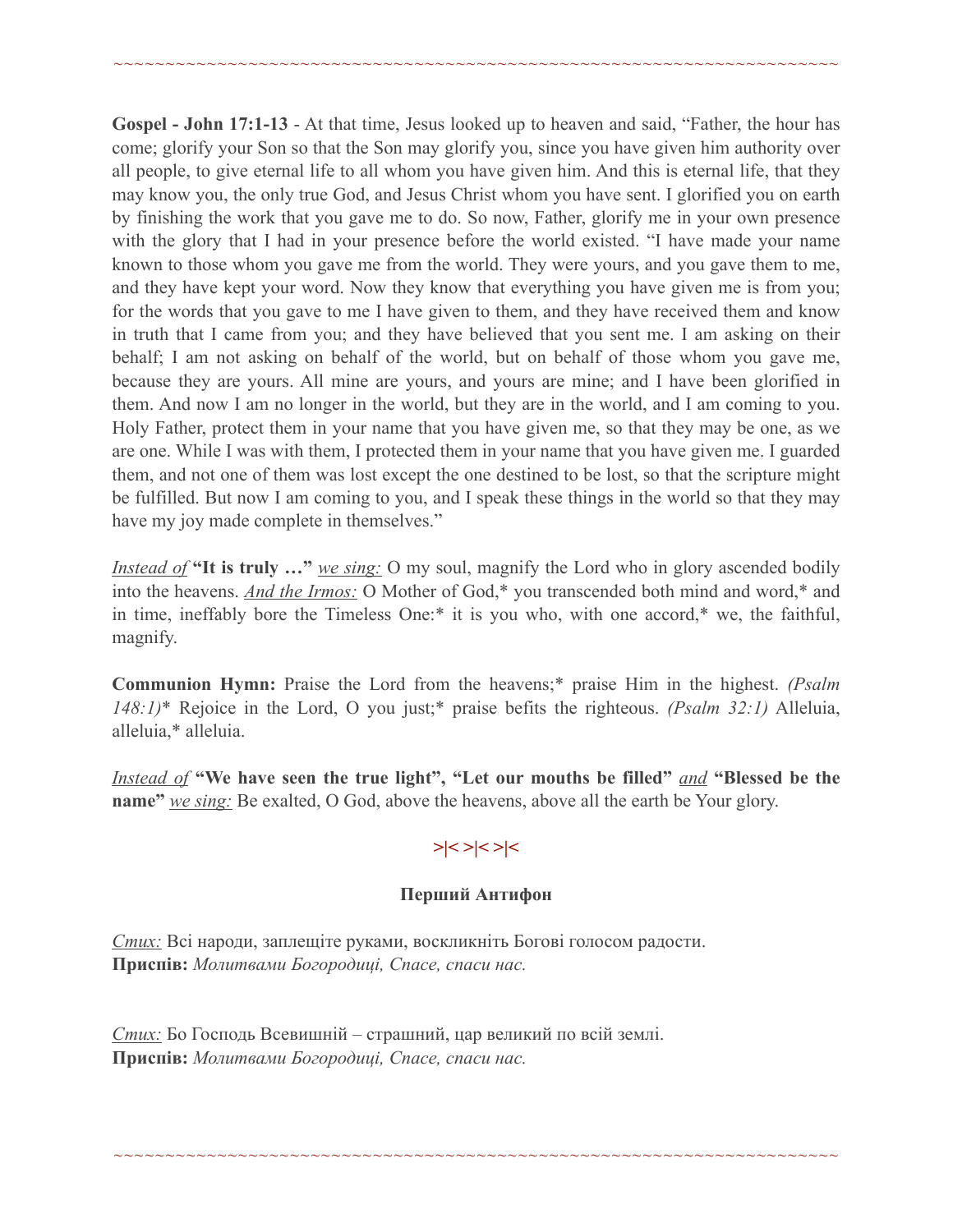**Gospel - John 17:1-13** - At that time, Jesus looked up to heaven and said, "Father, the hour has come; glorify your Son so that the Son may glorify you, since you have given him authority over all people, to give eternal life to all whom you have given him. And this is eternal life, that they may know you, the only true God, and Jesus Christ whom you have sent. I glorified you on earth by finishing the work that you gave me to do. So now, Father, glorify me in your own presence with the glory that I had in your presence before the world existed. "I have made your name known to those whom you gave me from the world. They were yours, and you gave them to me, and they have kept your word. Now they know that everything you have given me is from you; for the words that you gave to me I have given to them, and they have received them and know in truth that I came from you; and they have believed that you sent me. I am asking on their behalf; I am not asking on behalf of the world, but on behalf of those whom you gave me, because they are yours. All mine are yours, and yours are mine; and I have been glorified in them. And now I am no longer in the world, but they are in the world, and I am coming to you. Holy Father, protect them in your name that you have given me, so that they may be one, as we are one. While I was with them, I protected them in your name that you have given me. I guarded them, and not one of them was lost except the one destined to be lost, so that the scripture might be fulfilled. But now I am coming to you, and I speak these things in the world so that they may have my joy made complete in themselves."

*Instead of* **"It is truly …"** *we sing:* O my soul, magnify the Lord who in glory ascended bodily into the heavens. *And the Irmos:* O Mother of God,* you transcended both mind and word,* and in time, ineffably bore the Timeless One:* it is you who, with one accord,* we, the faithful, magnify.

**Communion Hymn:** Praise the Lord from the heavens;* praise Him in the highest. *(Psalm 148:1)** Rejoice in the Lord, O you just;* praise befits the righteous. *(Psalm 32:1)* Alleluia, alleluia,* alleluia.

*Instead of* **"We have seen the true light", "Let our mouths be filled"** *and* **"Blessed be the name"** *we sing:* Be exalted, O God, above the heavens, above all the earth be Your glory.

>|< >|< >|<

**Перший Антифон**

*Стих:* Всі народи, заплещіте руками, воскликніть Богові голосом радости.
**Приспів:** *Молитвами Богородиці, Спасе, спаси нас.*

*Стих:* Бо Господь Всевишній – страшний, цар великий по всій землі.
**Приспів:** *Молитвами Богородиці, Спасе, спаси нас.*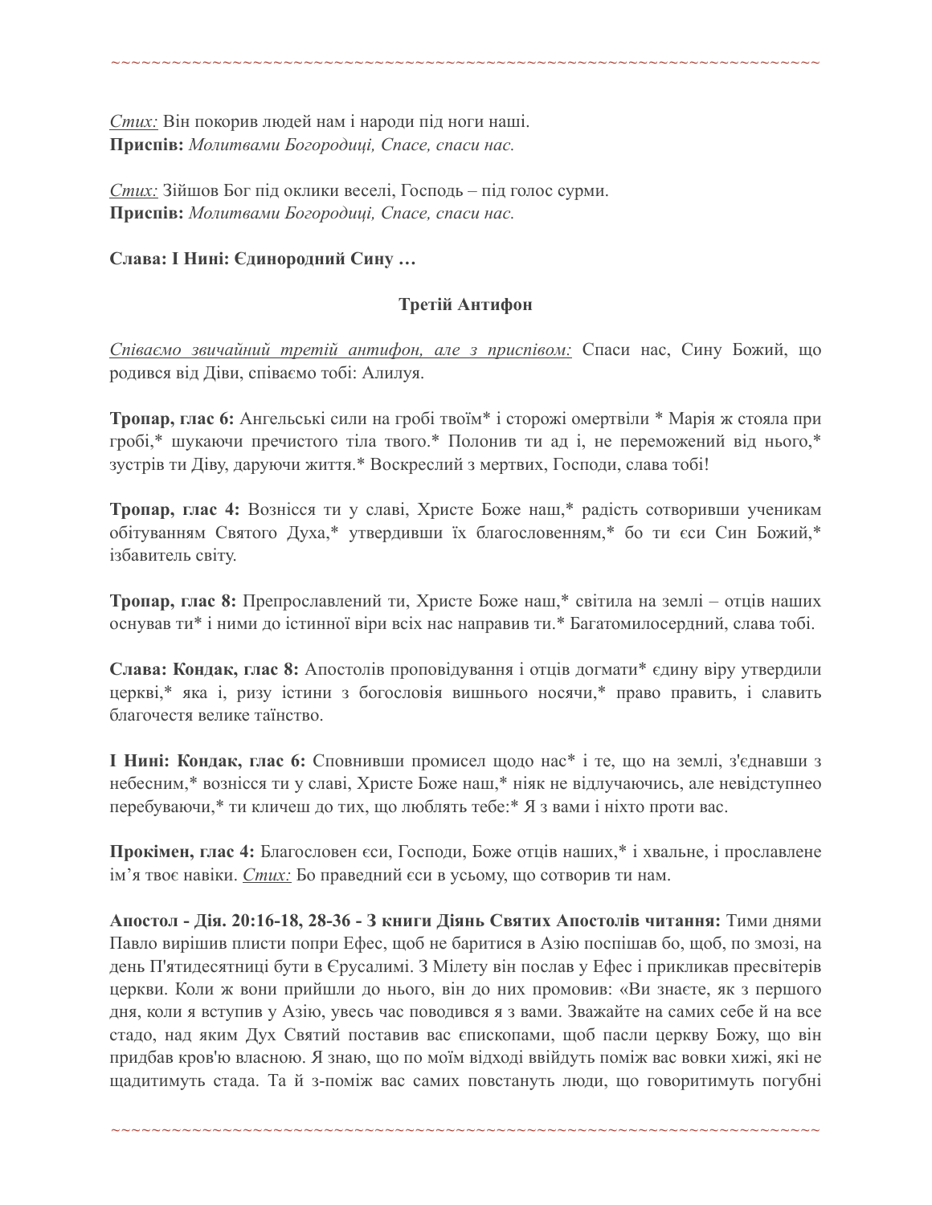*Стих:* Він покорив людей нам і народи під ноги наші.
**Приспів:** *Молитвами Богородиці, Спасе, спаси нас.*

*Стих:* Зійшов Бог під оклики веселі, Господь – під голос сурми.
**Приспів:** *Молитвами Богородиці, Спасе, спаси нас.*

**Слава: І Нині: Єдинородний Сину …**

### Третій Антифон

*Співаємо звичайний третій антифон, але з приспівом:* Спаси нас, Сину Божий, що родився від Діви, співаємо тобі: Алилуя.

**Тропар, глас 6:** Ангельські сили на гробі твоїм* і сторожі омертвіли * Марія ж стояла при гробі,* шукаючи пречистого тіла твого.* Полонив ти ад і, не переможений від нього,* зустрів ти Діву, даруючи життя.* Воскреслий з мертвих, Господи, слава тобі!

**Тропар, глас 4:** Вознісся ти у славі, Христе Боже наш,* радість сотворивши ученикам обітуванням Святого Духа,* утвердивши їх благословенням,* бо ти єси Син Божий,* ізбавитель світу.

**Тропар, глас 8:** Препрославлений ти, Христе Боже наш,* світила на землі – отців наших основував ти* і ними до істинної віри всіх нас направив ти.* Багатомилосердний, слава тобі.

**Слава: Кондак, глас 8:** Апостолів проповідування і отців догмати* єдину віру утвердили церкві,* яка і, ризу істини з богословія вишнього носячи,* право править, і славить благочестя велике таїнство.

**І Нині: Кондак, глас 6:** Сповнивши промисел щодо нас* і те, що на землі, з'єднавши з небесним,* вознісся ти у славі, Христе Боже наш,* ніяк не відлучаючись, але невідступнео перебуваючи,* ти кличеш до тих, що люблять тебе:* Я з вами і ніхто проти вас.

**Прокімен, глас 4:** Благословен єси, Господи, Боже отців наших,* і хвальне, і прославлене ім'я твоє навіки. *Стих:* Бо праведний єси в усьому, що сотворив ти нам.

**Апостол - Дія. 20:16-18, 28-36 - З книги Діянь Святих Апостолів читання:** Тими днями Павло вирішив плисти попри Ефес, щоб не баритися в Азію поспішав бо, щоб, по змозі, на день П'ятидесятниці бути в Єрусалимі. З Мілету він послав у Ефес і прикликав пресвітерів церкви. Коли ж вони прийшли до нього, він до них промовив: «Ви знаєте, як з першого дня, коли я вступив у Азію, увесь час поводився я з вами. Зважайте на самих себе й на все стадо, над яким Дух Святий поставив вас єпископами, щоб пасли церкву Божу, що він придбав кров'ю власною. Я знаю, що по моїм відході ввійдуть поміж вас вовки хижі, які не щадитимуть стада. Та й з-поміж вас самих повстануть люди, що говоритимуть погубні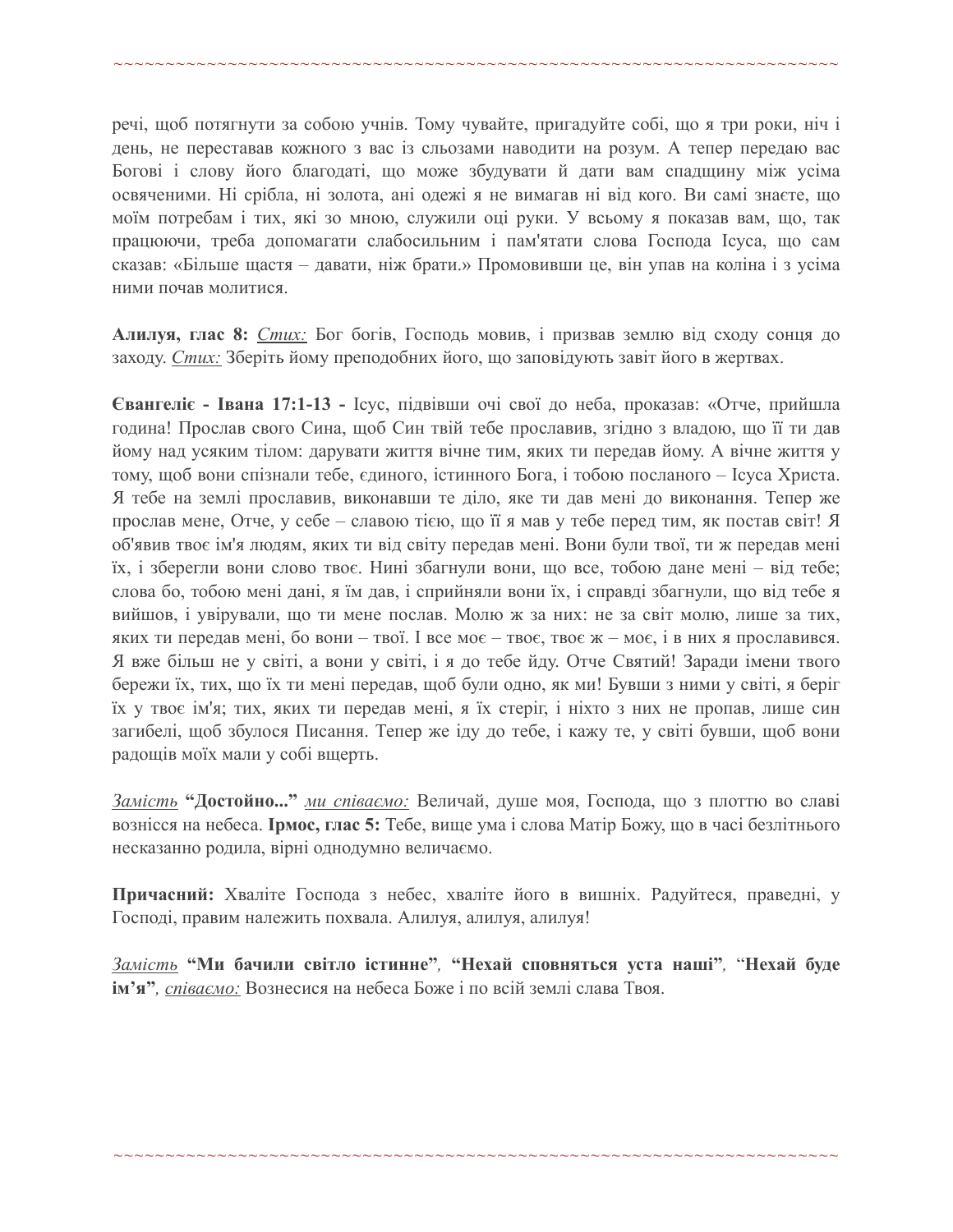речі, щоб потягнути за собою учнів. Тому чувайте, пригадуйте собі, що я три роки, ніч і день, не переставав кожного з вас із сльозами наводити на розум. А тепер передаю вас Богові і слову його благодаті, що може збудувати й дати вам спадщину між усіма освяченими. Ні срібла, ні золота, ані одежі я не вимагав ні від кого. Ви самі знаєте, що моїм потребам і тих, які зо мною, служили оці руки. У всьому я показав вам, що, так працюючи, треба допомагати слабосильним і пам'ятати слова Господа Ісуса, що сам сказав: «Більше щастя – давати, ніж брати.» Промовивши це, він упав на коліна і з усіма ними почав молитися.

**Алилуя, глас 8:** *Стих:* Бог богів, Господь мовив, і призвав землю від сходу сонця до заходу. *Стих:* Зберіть йому преподобних його, що заповідують завіт його в жертвах.

**Євангеліє - Івана 17:1-13 -** Ісус, підвівши очі свої до неба, проказав: «Отче, прийшла година! Прослав свого Сина, щоб Син твій тебе прославив, згідно з владою, що її ти дав йому над усяким тілом: дарувати життя вічне тим, яких ти передав йому. А вічне життя у тому, щоб вони спізнали тебе, єдиного, істинного Бога, і тобою посланого – Ісуса Христа. Я тебе на землі прославив, виконавши те діло, яке ти дав мені до виконання. Тепер же прослав мене, Отче, у себе – славою тією, що її я мав у тебе перед тим, як постав світ! Я об'явив твоє ім'я людям, яких ти від світу передав мені. Вони були твої, ти ж передав мені їх, і зберегли вони слово твоє. Нині збагнули вони, що все, тобою дане мені – від тебе; слова бо, тобою мені дані, я їм дав, і сприйняли вони їх, і справді збагнули, що від тебе я вийшов, і увірували, що ти мене послав. Молю ж за них: не за світ молю, лише за тих, яких ти передав мені, бо вони – твої. І все моє – твоє, твоє ж – моє, і в них я прославився. Я вже більш не у світі, а вони у світі, і я до тебе йду. Отче Святий! Заради імени твого бережи їх, тих, що їх ти мені передав, щоб були одно, як ми! Бувши з ними у світі, я беріг їх у твоє ім'я; тих, яких ти передав мені, я їх стеріг, і ніхто з них не пропав, лише син загибелі, щоб збулося Писання. Тепер же іду до тебе, і кажу те, у світі бувши, щоб вони радощів моїх мали у собі вщерть.

*Замість* **"Достойно..."** *ми співаємо:* Величай, душе моя, Господа, що з плоттю во славі вознісся на небеса. **Ірмос, глас 5:** Тебе, вище ума і слова Матір Божу, що в часі безлітнього несказанно родила, вірні однодумно величаємо.

**Причасний:** Хваліте Господа з небес, хваліте його в вишніх. Радуйтеся, праведні, у Господі, правим належить похвала. Алилуя, алилуя, алилуя!

*Замість* **"Ми бачили світло істинне"**, **"Нехай сповняться уста наші"**, "**Нехай буде ім'я"**, *співаємо:* Вознесися на небеса Боже і по всій землі слава Твоя.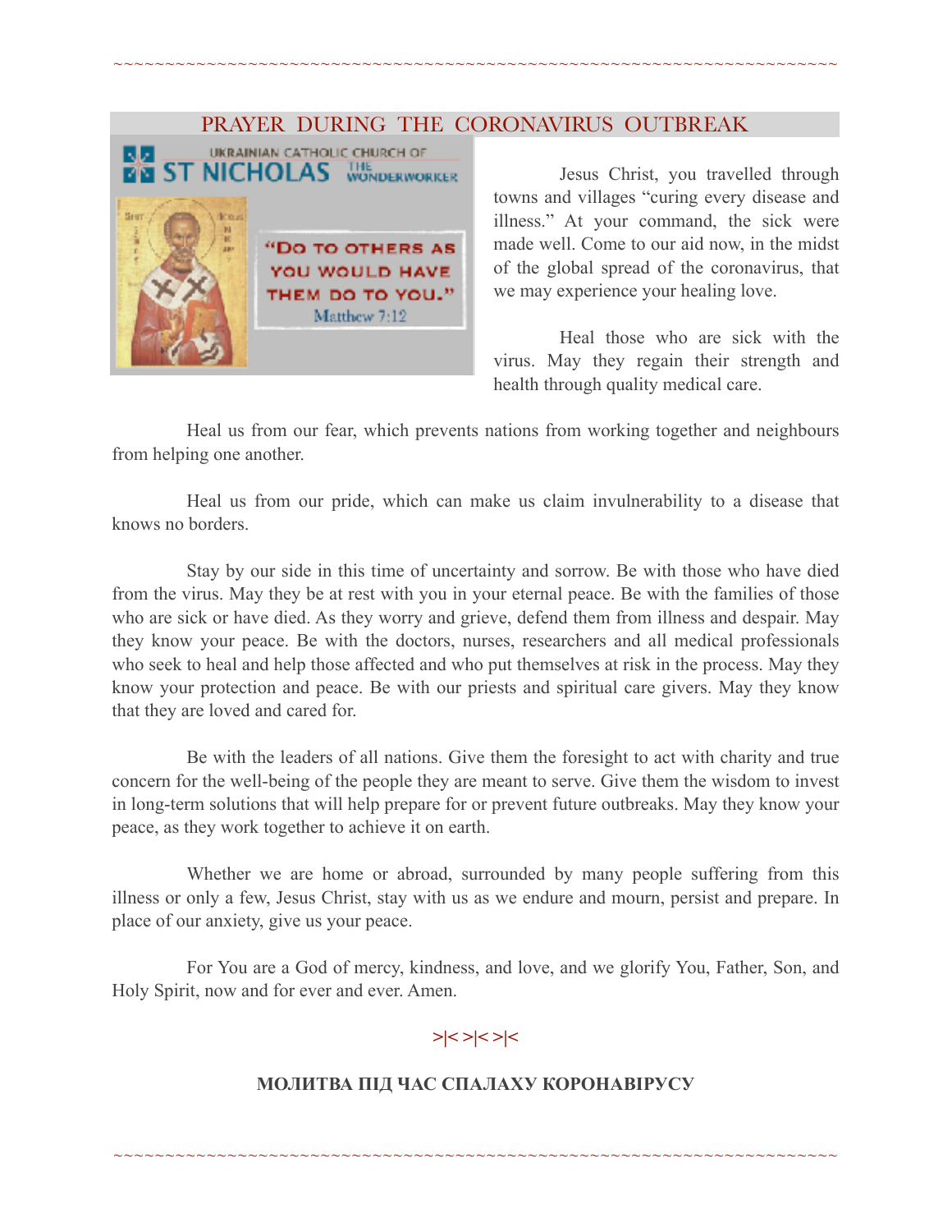## PRAYER DURING THE CORONAVIRUS OUTBREAK

UKRAINIAN CATHOLIC CHURCH OF ST NICHOLAS THE WONDERWORKER

"DO TO OTHERS AS YOU WOULD HAVE THEM DO TO YOU."
Matthew 7:12

Jesus Christ, you travelled through towns and villages "curing every disease and illness." At your command, the sick were made well. Come to our aid now, in the midst of the global spread of the coronavirus, that we may experience your healing love.

Heal those who are sick with the virus. May they regain their strength and health through quality medical care.

Heal us from our fear, which prevents nations from working together and neighbours from helping one another.

Heal us from our pride, which can make us claim invulnerability to a disease that knows no borders.

Stay by our side in this time of uncertainty and sorrow. Be with those who have died from the virus. May they be at rest with you in your eternal peace. Be with the families of those who are sick or have died. As they worry and grieve, defend them from illness and despair. May they know your peace. Be with the doctors, nurses, researchers and all medical professionals who seek to heal and help those affected and who put themselves at risk in the process. May they know your protection and peace. Be with our priests and spiritual care givers. May they know that they are loved and cared for.

Be with the leaders of all nations. Give them the foresight to act with charity and true concern for the well-being of the people they are meant to serve. Give them the wisdom to invest in long-term solutions that will help prepare for or prevent future outbreaks. May they know your peace, as they work together to achieve it on earth.

Whether we are home or abroad, surrounded by many people suffering from this illness or only a few, Jesus Christ, stay with us as we endure and mourn, persist and prepare. In place of our anxiety, give us your peace.

For You are a God of mercy, kindness, and love, and we glorify You, Father, Son, and Holy Spirit, now and for ever and ever. Amen.

>|< >|< >|<

**МОЛИТВА ПІД ЧАС СПАЛАХУ КОРОНАВІРУСУ**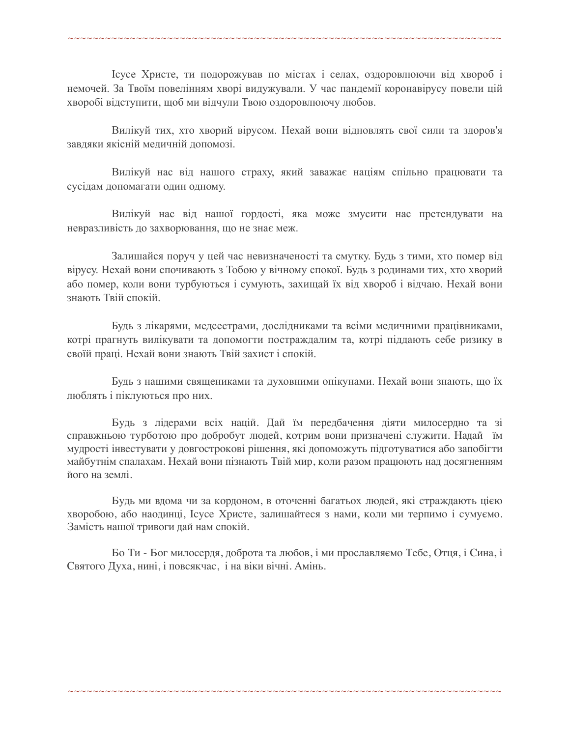Ісусе Христе, ти подорожував по містах і селах, оздоровлюючи від хвороб і немочей. За Твоїм повелінням хворі видужували. У час пандемії коронавірусу повели цій хворобі відступити, щоб ми відчули Твою оздоровлюючу любов.

Вилікуй тих, хто хворий вірусом. Нехай вони відновлять свої сили та здоров'я завдяки якісній медичній допомозі.

Вилікуй нас від нашого страху, який заважає націям спільно працювати та сусідам допомагати один одному.

Вилікуй нас від нашої гордості, яка може змусити нас претендувати на невразливість до захворювання, що не знає меж.

Залишайся поруч у цей час невизначеності та смутку. Будь з тими, хто помер від вірусу. Нехай вони спочивають з Тобою у вічному спокої. Будь з родинами тих, хто хворий або помер, коли вони турбуються і сумують, захищай їх від хвороб і відчаю. Нехай вони знають Твій спокій.

Будь з лікарями, медсестрами, дослідниками та всіми медичними працівниками, котрі прагнуть вилікувати та допомогти постраждалим та, котрі піддають себе ризику в своїй праці. Нехай вони знають Твій захист і спокій.

Будь з нашими священиками та духовними опікунами. Нехай вони знають, що їх люблять і піклуються про них.

Будь з лідерами всіх націй. Дай їм передбачення діяти милосердно та зі справжньою турботою про добробут людей, котрим вони призначені служити. Надай їм мудрості інвестувати у довгострокові рішення, які допоможуть підготуватися або запобігти майбутнім спалахам. Нехай вони пізнають Твій мир, коли разом працюють над досягненням його на землі.

Будь ми вдома чи за кордоном, в оточенні багатьох людей, які страждають цією хворобою, або наодинці, Ісусе Христе, залишайтеся з нами, коли ми терпимо і сумуємо. Замість нашої тривоги дай нам спокій.

Бо Ти - Бог милосердя, доброта та любов, і ми прославляємо Тебе, Отця, і Сина, і Святого Духа, нині, і повсякчас, і на віки вічні. Амінь.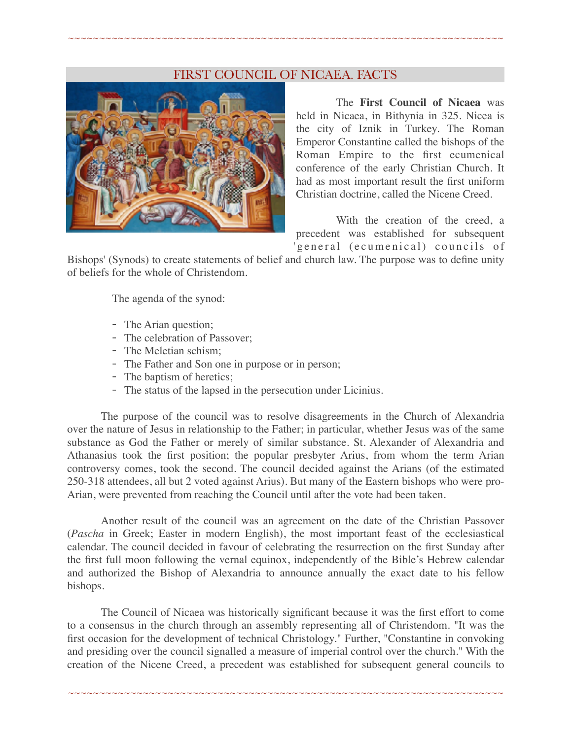## FIRST COUNCIL OF NICAEA. FACTS

The **First Council of Nicaea** was held in Nicaea, in Bithynia in 325. Nicea is the city of Iznik in Turkey. The Roman Emperor Constantine called the bishops of the Roman Empire to the first ecumenical conference of the early Christian Church. It had as most important result the first uniform Christian doctrine, called the Nicene Creed.

With the creation of the creed, a precedent was established for subsequent 'general (ecumenical) councils of Bishops' (Synods) to create statements of belief and church law. The purpose was to define unity of beliefs for the whole of Christendom.

The agenda of the synod:

- The Arian question;
- The celebration of Passover;
- The Meletian schism;
- The Father and Son one in purpose or in person;
- The baptism of heretics;
- The status of the lapsed in the persecution under Licinius.

The purpose of the council was to resolve disagreements in the Church of Alexandria over the nature of Jesus in relationship to the Father; in particular, whether Jesus was of the same substance as God the Father or merely of similar substance. St. Alexander of Alexandria and Athanasius took the first position; the popular presbyter Arius, from whom the term Arian controversy comes, took the second. The council decided against the Arians (of the estimated 250-318 attendees, all but 2 voted against Arius). But many of the Eastern bishops who were pro-Arian, were prevented from reaching the Council until after the vote had been taken.

Another result of the council was an agreement on the date of the Christian Passover (*Pascha* in Greek; Easter in modern English), the most important feast of the ecclesiastical calendar. The council decided in favour of celebrating the resurrection on the first Sunday after the first full moon following the vernal equinox, independently of the Bible's Hebrew calendar and authorized the Bishop of Alexandria to announce annually the exact date to his fellow bishops.

The Council of Nicaea was historically significant because it was the first effort to come to a consensus in the church through an assembly representing all of Christendom. "It was the first occasion for the development of technical Christology." Further, "Constantine in convoking and presiding over the council signalled a measure of imperial control over the church." With the creation of the Nicene Creed, a precedent was established for subsequent general councils to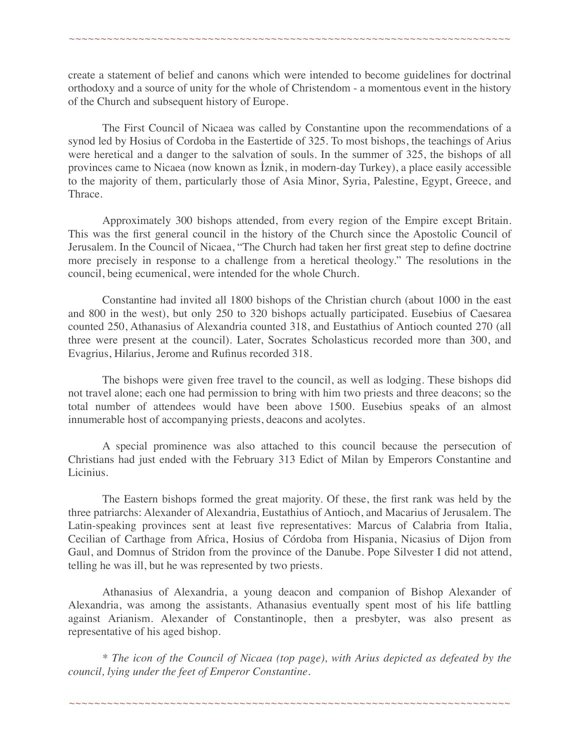create a statement of belief and canons which were intended to become guidelines for doctrinal orthodoxy and a source of unity for the whole of Christendom - a momentous event in the history of the Church and subsequent history of Europe.

The First Council of Nicaea was called by Constantine upon the recommendations of a synod led by Hosius of Cordoba in the Eastertide of 325. To most bishops, the teachings of Arius were heretical and a danger to the salvation of souls. In the summer of 325, the bishops of all provinces came to Nicaea (now known as İznik, in modern-day Turkey), a place easily accessible to the majority of them, particularly those of Asia Minor, Syria, Palestine, Egypt, Greece, and Thrace.

Approximately 300 bishops attended, from every region of the Empire except Britain. This was the first general council in the history of the Church since the Apostolic Council of Jerusalem. In the Council of Nicaea, "The Church had taken her first great step to define doctrine more precisely in response to a challenge from a heretical theology." The resolutions in the council, being ecumenical, were intended for the whole Church.

Constantine had invited all 1800 bishops of the Christian church (about 1000 in the east and 800 in the west), but only 250 to 320 bishops actually participated. Eusebius of Caesarea counted 250, Athanasius of Alexandria counted 318, and Eustathius of Antioch counted 270 (all three were present at the council). Later, Socrates Scholasticus recorded more than 300, and Evagrius, Hilarius, Jerome and Rufinus recorded 318.

The bishops were given free travel to the council, as well as lodging. These bishops did not travel alone; each one had permission to bring with him two priests and three deacons; so the total number of attendees would have been above 1500. Eusebius speaks of an almost innumerable host of accompanying priests, deacons and acolytes.

A special prominence was also attached to this council because the persecution of Christians had just ended with the February 313 Edict of Milan by Emperors Constantine and Licinius.

The Eastern bishops formed the great majority. Of these, the first rank was held by the three patriarchs: Alexander of Alexandria, Eustathius of Antioch, and Macarius of Jerusalem. The Latin-speaking provinces sent at least five representatives: Marcus of Calabria from Italia, Cecilian of Carthage from Africa, Hosius of Córdoba from Hispania, Nicasius of Dijon from Gaul, and Domnus of Stridon from the province of the Danube. Pope Silvester I did not attend, telling he was ill, but he was represented by two priests.

Athanasius of Alexandria, a young deacon and companion of Bishop Alexander of Alexandria, was among the assistants. Athanasius eventually spent most of his life battling against Arianism. Alexander of Constantinople, then a presbyter, was also present as representative of his aged bishop.

*\* The icon of the Council of Nicaea (top page), with Arius depicted as defeated by the council, lying under the feet of Emperor Constantine.*